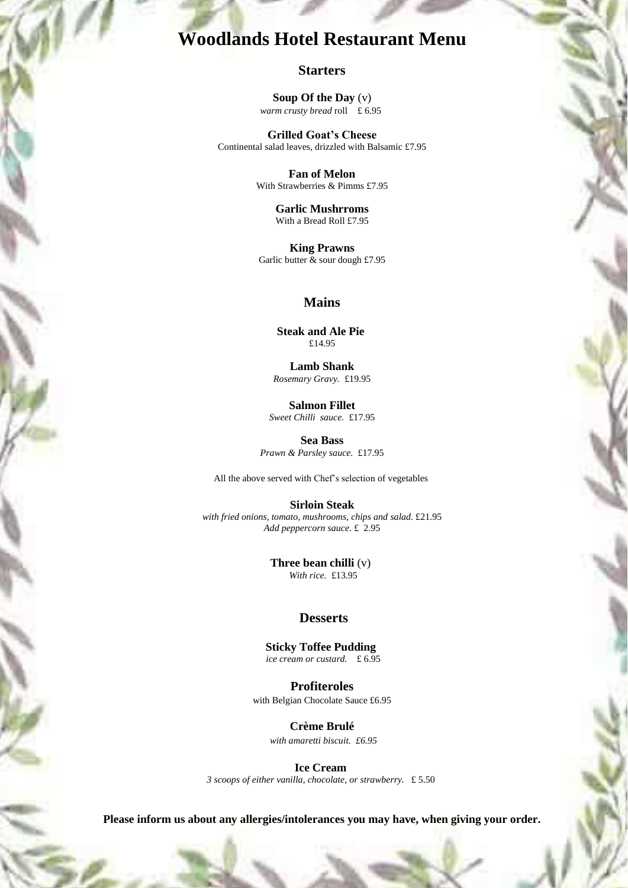# Woodlands Hotel Restaurant Menu

## Starters

**Soup Of the Day** (v)
*warm crusty bread* roll £ 6.95

**Grilled Goat's Cheese**
Continental salad leaves, drizzled with Balsamic £7.95

**Fan of Melon**
With Strawberries & Pimms £7.95

**Garlic Mushrroms**
With a Bread Roll £7.95

**King Prawns**
Garlic butter & sour dough £7.95

## Mains

**Steak and Ale Pie**
£14.95

**Lamb Shank**
*Rosemary Gravy.* £19.95

**Salmon Fillet**
*Sweet Chilli sauce.* £17.95

**Sea Bass**
*Prawn & Parsley sauce.* £17.95

All the above served with Chef's selection of vegetables

**Sirloin Steak**
*with fried onions, tomato, mushrooms, chips and salad.* £21.95
*Add peppercorn sauce.* £ 2.95

**Three bean chilli** (v)
*With rice.* £13.95

## Desserts

**Sticky Toffee Pudding**
*ice cream or custard.* £ 6.95

**Profiteroles**
with Belgian Chocolate Sauce £6.95

**Crème Brulé**
*with amaretti biscuit. £6.95*

**Ice Cream**
*3 scoops of either vanilla, chocolate, or strawberry.* £ 5.50

**Please inform us about any allergies/intolerances you may have, when giving your order.**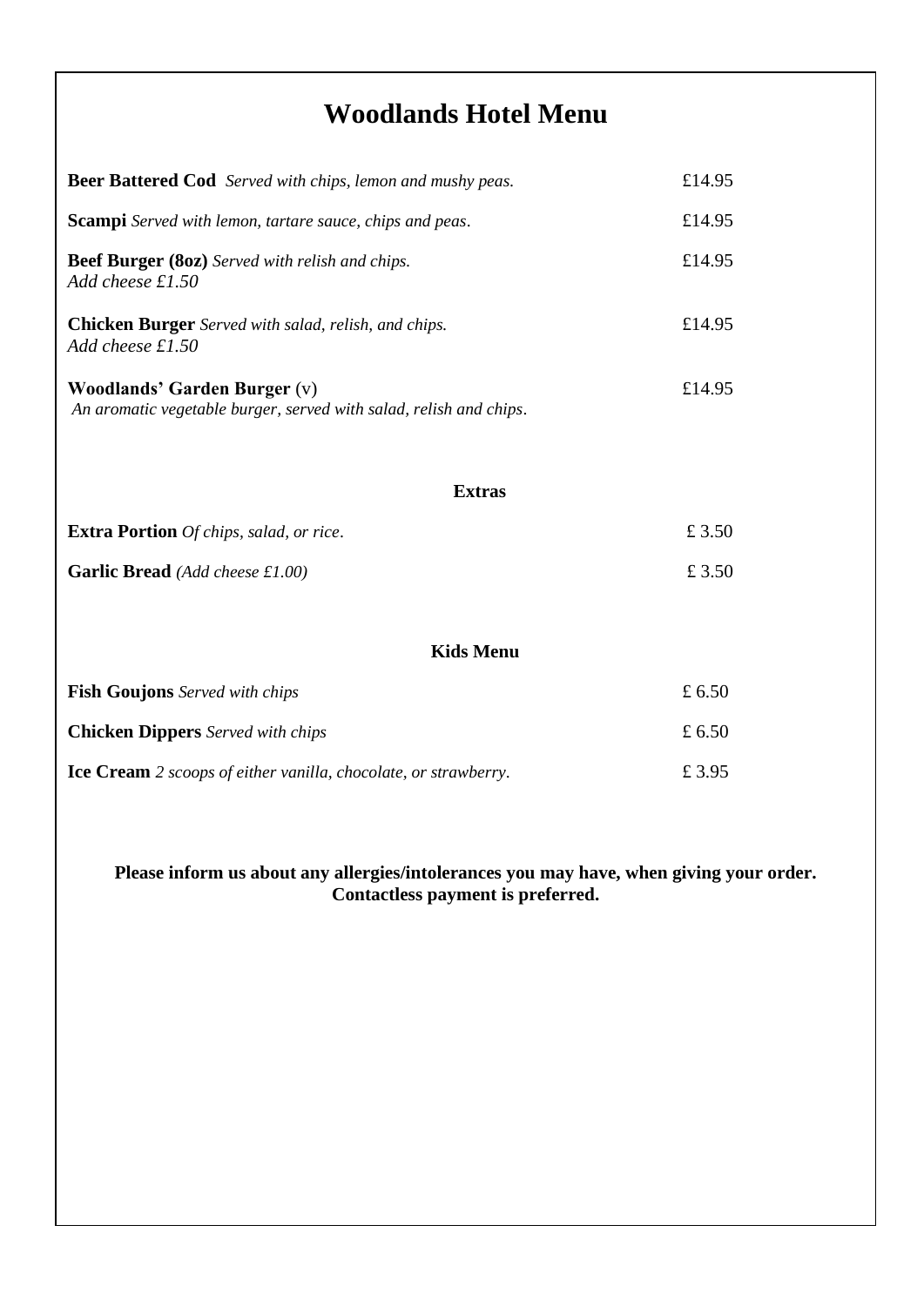# Woodlands Hotel Menu

| | |
|---|---|
| **Beer Battered Cod** *Served with chips, lemon and mushy peas.* | £14.95 |
| **Scampi** *Served with lemon, tartare sauce, chips and peas*. | £14.95 |
| **Beef Burger (8oz)** *Served with relish and chips.*<br>*Add cheese £1.50* | £14.95 |
| **Chicken Burger** *Served with salad, relish, and chips.*<br>*Add cheese £1.50* | £14.95 |
| **Woodlands' Garden Burger** (v)<br>*An aromatic vegetable burger, served with salad, relish and chips*. | £14.95 |

## Extras

| | |
|---|---|
| **Extra Portion** *Of chips, salad, or rice*. | £ 3.50 |
| **Garlic Bread** *(Add cheese £1.00)* | £ 3.50 |

## Kids Menu

| | |
|---|---|
| **Fish Goujons** *Served with chips* | £ 6.50 |
| **Chicken Dippers** *Served with chips* | £ 6.50 |
| **Ice Cream** *2 scoops of either vanilla, chocolate, or strawberry*. | £ 3.95 |

**Please inform us about any allergies/intolerances you may have, when giving your order.**
**Contactless payment is preferred.**